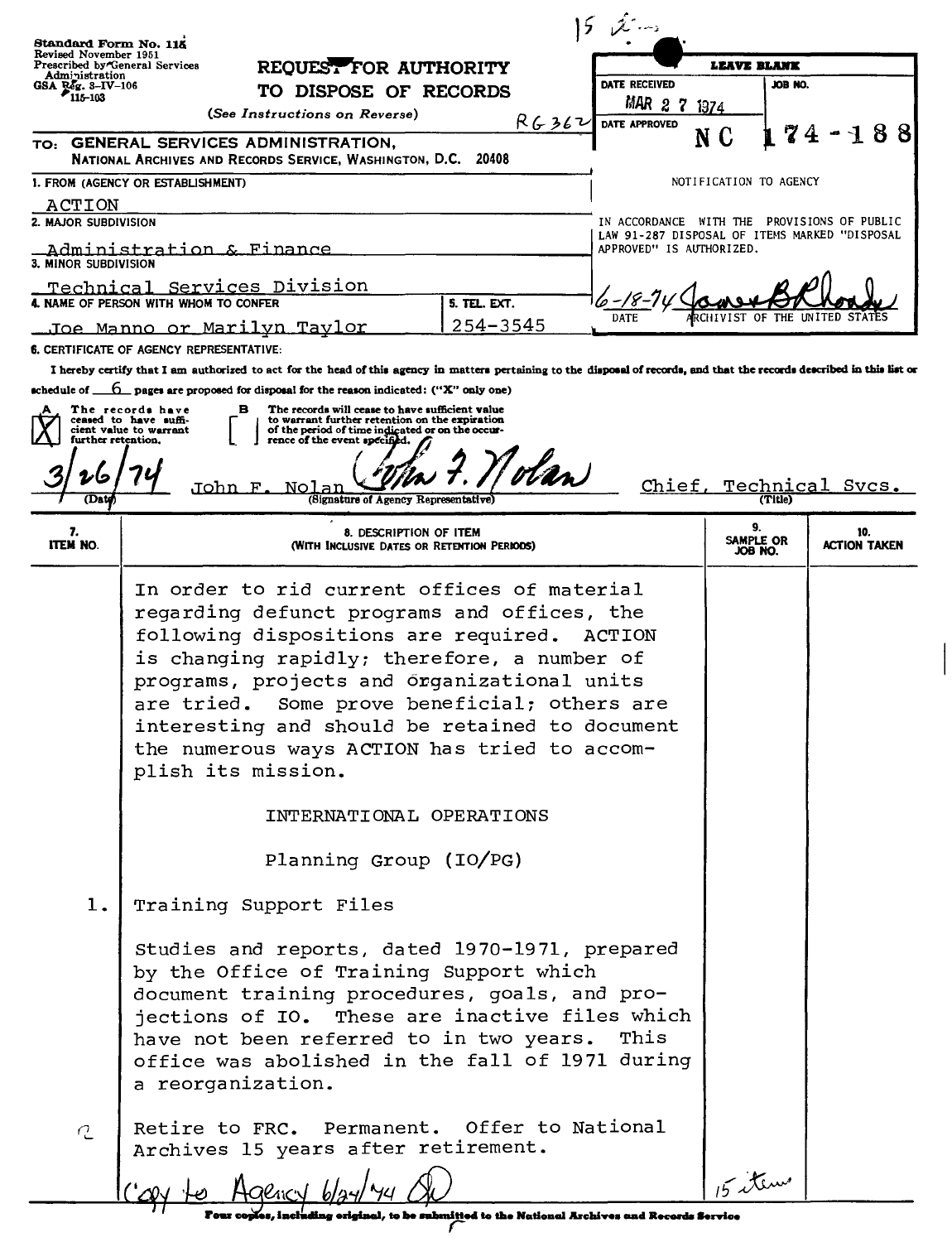15 items

**Standard Form No. 115**
Revised November 1951
Prescribed by General Services Administration
GSA Reg. 3-IV-106
115-103

# REQUEST FOR AUTHORITY TO DISPOSE OF RECORDS

(See Instructions on Reverse)

RG 362

| LEAVE BLANK | |
|---|---|
| DATE RECEIVED: MAR 27 1974 | JOB NO. |
| DATE APPROVED | NC 174-188 |

TO: **GENERAL SERVICES ADMINISTRATION,**
NATIONAL ARCHIVES AND RECORDS SERVICE, WASHINGTON, D.C. 20408

1. FROM (AGENCY OR ESTABLISHMENT)
ACTION

2. MAJOR SUBDIVISION
Administration & Finance

3. MINOR SUBDIVISION
Technical Services Division

4. NAME OF PERSON WITH WHOM TO CONFER
Joe Manno or Marilyn Taylor

5. TEL. EXT.
254-3545

NOTIFICATION TO AGENCY

IN ACCORDANCE WITH THE PROVISIONS OF PUBLIC LAW 91-287 DISPOSAL OF ITEMS MARKED "DISPOSAL APPROVED" IS AUTHORIZED.

6-18-74 — James B Rhoads
DATE — ARCHIVIST OF THE UNITED STATES

6. CERTIFICATE OF AGENCY REPRESENTATIVE:

I hereby certify that I am authorized to act for the head of this agency in matters pertaining to the disposal of records, and that the records described in this list or schedule of 6 pages are proposed for disposal for the reason indicated: ("X" only one)

A [X] The records have ceased to have sufficient value to warrant further retention.

B [ ] The records will cease to have sufficient value to warrant further retention on the expiration of the period of time indicated or on the occurrence of the event specified.

3/26/74 — John F. Nolan (Signature of Agency Representative) — Chief, Technical Svcs. (Title)

| 7. ITEM NO. | 8. DESCRIPTION OF ITEM (WITH INCLUSIVE DATES OR RETENTION PERIODS) | 9. SAMPLE OR JOB NO. | 10. ACTION TAKEN |
|---|---|---|---|
| | In order to rid current offices of material regarding defunct programs and offices, the following dispositions are required. ACTION is changing rapidly; therefore, a number of programs, projects and organizational units are tried. Some prove beneficial; others are interesting and should be retained to document the numerous ways ACTION has tried to accomplish its mission. | | |
| | INTERNATIONAL OPERATIONS | | |
| | Planning Group (IO/PG) | | |
| 1. | Training Support Files | | |
| | Studies and reports, dated 1970-1971, prepared by the Office of Training Support which document training procedures, goals, and projections of IO. These are inactive files which have not been referred to in two years. This office was abolished in the fall of 1971 during a reorganization. | | |
| | Retire to FRC. Permanent. Offer to National Archives 15 years after retirement. | | |

Copy to Agency 6/24/74

15 items

Four copies, including original, to be submitted to the National Archives and Records Service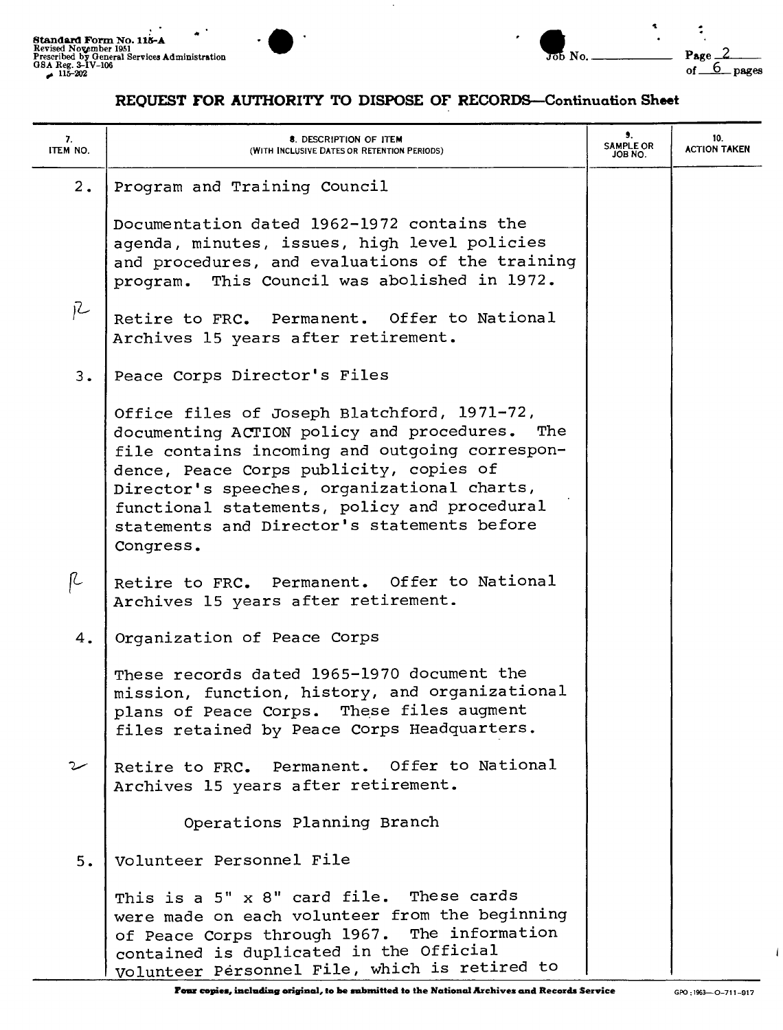Standard Form No. 115-A
Revised November 1951
Prescribed by General Services Administration
GSA Reg. 3-IV-106
115-202

Job No. ______

## REQUEST FOR AUTHORITY TO DISPOSE OF RECORDS—Continuation Sheet

| 7. ITEM NO. | 8. DESCRIPTION OF ITEM (WITH INCLUSIVE DATES OR RETENTION PERIODS) | 9. SAMPLE OR JOB NO. | 10. ACTION TAKEN |
|---|---|---|---|
| 2. | Program and Training Council<br><br>Documentation dated 1962-1972 contains the agenda, minutes, issues, high level policies and procedures, and evaluations of the training program. This Council was abolished in 1972. | | |
| R | Retire to FRC. Permanent. Offer to National Archives 15 years after retirement. | | |
| 3. | Peace Corps Director's Files<br><br>Office files of Joseph Blatchford, 1971-72, documenting ACTION policy and procedures. The file contains incoming and outgoing correspondence, Peace Corps publicity, copies of Director's speeches, organizational charts, functional statements, policy and procedural statements and Director's statements before Congress. | | |
| R | Retire to FRC. Permanent. Offer to National Archives 15 years after retirement. | | |
| 4. | Organization of Peace Corps<br><br>These records dated 1965-1970 document the mission, function, history, and organizational plans of Peace Corps. These files augment files retained by Peace Corps Headquarters. | | |
| R | Retire to FRC. Permanent. Offer to National Archives 15 years after retirement. | | |
| | Operations Planning Branch | | |
| 5. | Volunteer Personnel File<br><br>This is a 5" x 8" card file. These cards were made on each volunteer from the beginning of Peace Corps through 1967. The information contained is duplicated in the Official Volunteer Personnel File, which is retired to | | |

Four copies, including original, to be submitted to the National Archives and Records Service

GPO : 1963—O-711-917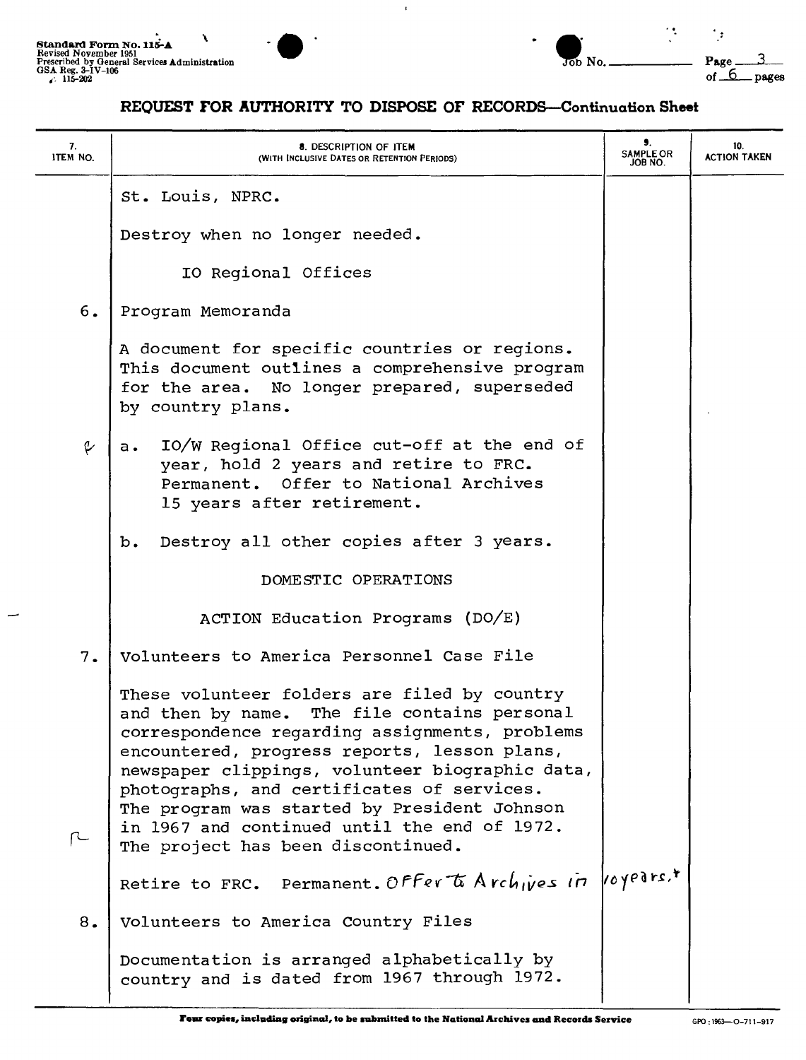Standard Form No. 115-A
Revised November 1951
Prescribed by General Services Administration
GSA Reg. 3-IV-106
115-202

Job No. ______

Page 3 of 6 pages

## REQUEST FOR AUTHORITY TO DISPOSE OF RECORDS—Continuation Sheet

| 7. ITEM NO. | 8. DESCRIPTION OF ITEM (WITH INCLUSIVE DATES OR RETENTION PERIODS) | 9. SAMPLE OR JOB NO. | 10. ACTION TAKEN |
|---|---|---|---|
| | St. Louis, NPRC. | | |
| | Destroy when no longer needed. | | |
| | IO Regional Offices | | |
| 6. | Program Memoranda | | |
| | A document for specific countries or regions. This document outlines a comprehensive program for the area. No longer prepared, superseded by country plans. | | |
| P | a. IO/W Regional Office cut-off at the end of year, hold 2 years and retire to FRC. Permanent. Offer to National Archives 15 years after retirement. | | |
| | b. Destroy all other copies after 3 years. | | |
| | DOMESTIC OPERATIONS | | |
| | ACTION Education Programs (DO/E) | | |
| 7. | Volunteers to America Personnel Case File | | |
| | These volunteer folders are filed by country and then by name. The file contains personal correspondence regarding assignments, problems encountered, progress reports, lesson plans, newspaper clippings, volunteer biographic data, photographs, and certificates of services. The program was started by President Johnson in 1967 and continued until the end of 1972. The project has been discontinued. | | |
| P | Retire to FRC. Permanent. Offer to Archives in 10 years.* | | |
| 8. | Volunteers to America Country Files | | |
| | Documentation is arranged alphabetically by country and is dated from 1967 through 1972. | | |

Four copies, including original, to be submitted to the National Archives and Records Service

GPO : 1963—O-711-917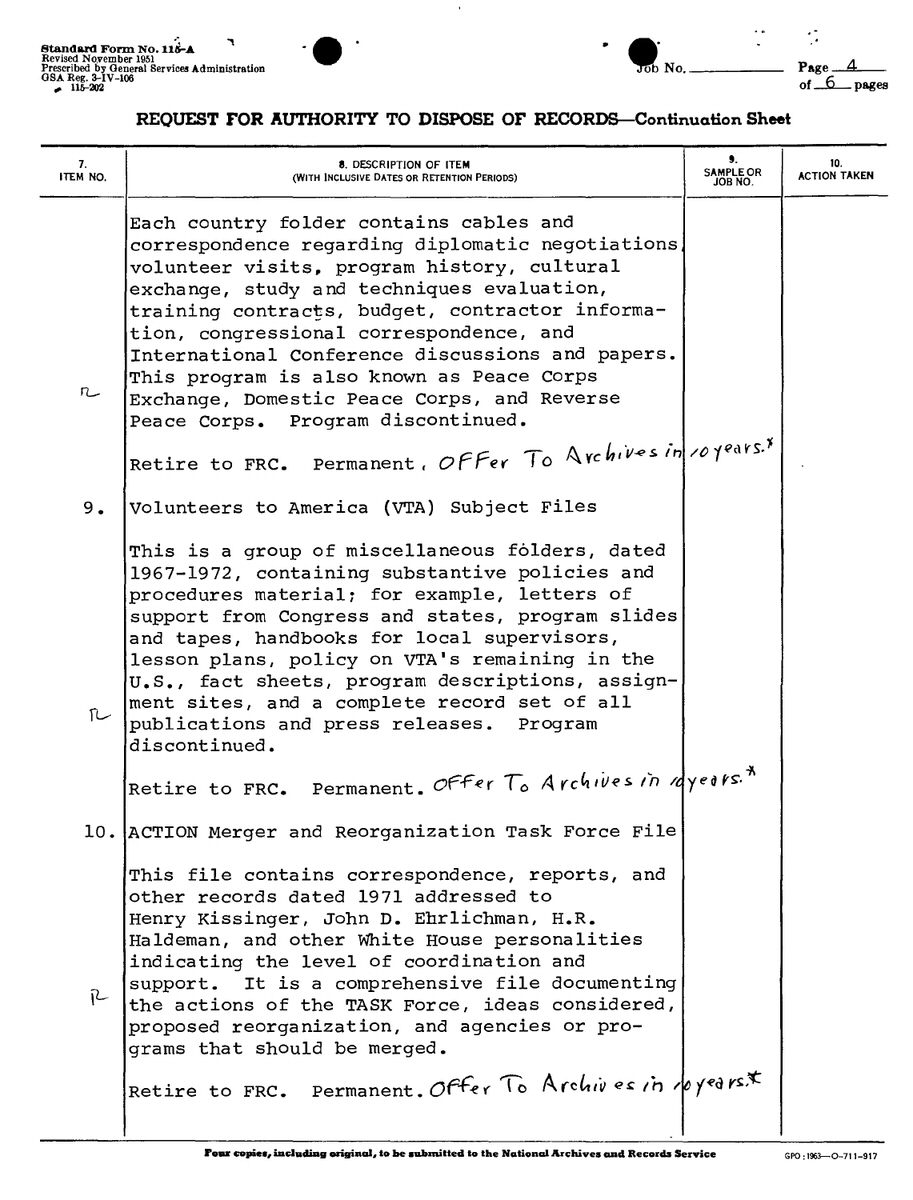Standard Form No. 115-A
Revised November 1951
Prescribed by General Services Administration
GSA Reg. 3-IV-106
115-202

Job No. ______ Page 4 of 6 pages

## REQUEST FOR AUTHORITY TO DISPOSE OF RECORDS—Continuation Sheet

| 7. ITEM NO. | 8. DESCRIPTION OF ITEM (WITH INCLUSIVE DATES OR RETENTION PERIODS) | 9. SAMPLE OR JOB NO. | 10. ACTION TAKEN |
|---|---|---|---|
| R | Each country folder contains cables and correspondence regarding diplomatic negotiations, volunteer visits, program history, cultural exchange, study and techniques evaluation, training contracts, budget, contractor information, congressional correspondence, and International Conference discussions and papers. This program is also known as Peace Corps Exchange, Domestic Peace Corps, and Reverse Peace Corps. Program discontinued. | | |
| | Retire to FRC. Permanent. Offer To Archives in 10 years.* | | |
| 9. | Volunteers to America (VTA) Subject Files | | |
| R | This is a group of miscellaneous folders, dated 1967-1972, containing substantive policies and procedures material; for example, letters of support from Congress and states, program slides and tapes, handbooks for local supervisors, lesson plans, policy on VTA's remaining in the U.S., fact sheets, program descriptions, assignment sites, and a complete record set of all publications and press releases. Program discontinued. | | |
| | Retire to FRC. Permanent. Offer To Archives in 10 years.* | | |
| 10. | ACTION Merger and Reorganization Task Force File | | |
| R | This file contains correspondence, reports, and other records dated 1971 addressed to Henry Kissinger, John D. Ehrlichman, H.R. Haldeman, and other White House personalities indicating the level of coordination and support. It is a comprehensive file documenting the actions of the TASK Force, ideas considered, proposed reorganization, and agencies or programs that should be merged. | | |
| | Retire to FRC. Permanent. Offer To Archives in 10 years.* | | |

Four copies, including original, to be submitted to the National Archives and Records Service

GPO : 1963—O-711-917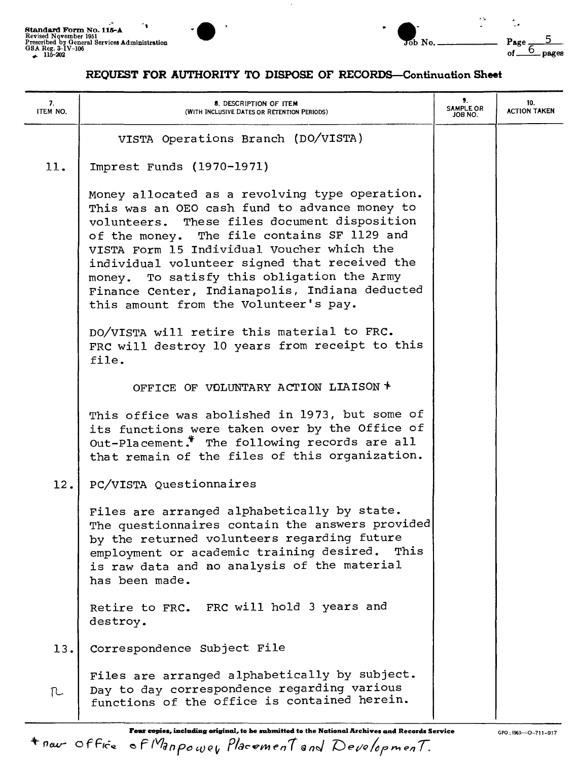Standard Form No. 115-A
Revised November 1951
Prescribed by General Services Administration
GSA Reg. 3-IV-106
115-202

Job No. ______ Page 5 of 6 pages

## REQUEST FOR AUTHORITY TO DISPOSE OF RECORDS—Continuation Sheet

| 7. ITEM NO. | 8. DESCRIPTION OF ITEM (WITH INCLUSIVE DATES OR RETENTION PERIODS) | 9. SAMPLE OR JOB NO. | 10. ACTION TAKEN |
|---|---|---|---|
| | VISTA Operations Branch (DO/VISTA) | | |
| 11. | Imprest Funds (1970-1971)<br><br>Money allocated as a revolving type operation. This was an OEO cash fund to advance money to volunteers. These files document disposition of the money. The file contains SF 1129 and VISTA Form 15 Individual Voucher which the individual volunteer signed that received the money. To satisfy this obligation the Army Finance Center, Indianapolis, Indiana deducted this amount from the Volunteer's pay.<br><br>DO/VISTA will retire this material to FRC. FRC will destroy 10 years from receipt to this file. | | |
| | OFFICE OF VOLUNTARY ACTION LIAISON *<br><br>This office was abolished in 1973, but some of its functions were taken over by the Office of Out-Placement.* The following records are all that remain of the files of this organization. | | |
| 12. | PC/VISTA Questionnaires<br><br>Files are arranged alphabetically by state. The questionnaires contain the answers provided by the returned volunteers regarding future employment or academic training desired. This is raw data and no analysis of the material has been made.<br><br>Retire to FRC. FRC will hold 3 years and destroy. | | |
| 13. | Correspondence Subject File<br><br>Files are arranged alphabetically by subject. Day to day correspondence regarding various functions of the office is contained herein. | | |

Four copies, including original, to be submitted to the National Archives and Records Service

\* now Office of Manpower Placement and Development.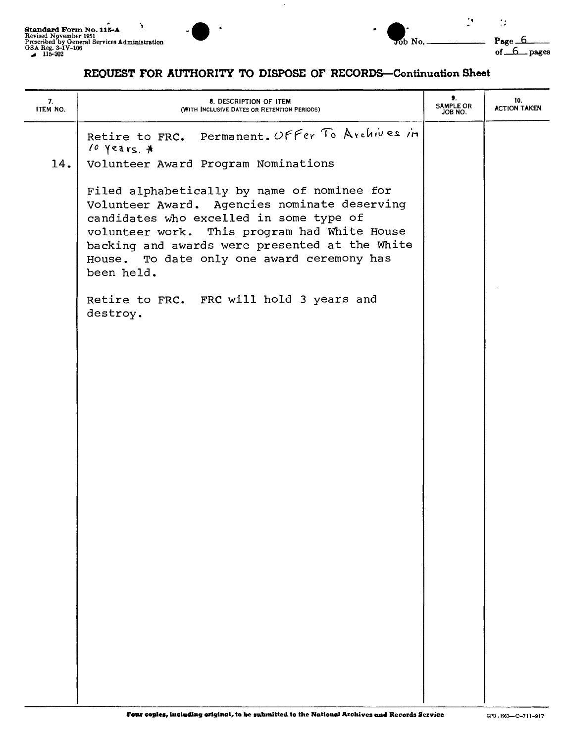Standard Form No. 115-A
Revised November 1951
Prescribed by General Services Administration
GSA Reg. 3-IV-106
115-202

Job No. \_\_\_\_\_\_\_\_

Page 6 of 6 pages

## REQUEST FOR AUTHORITY TO DISPOSE OF RECORDS—Continuation Sheet

| 7. ITEM NO. | 8. DESCRIPTION OF ITEM (WITH INCLUSIVE DATES OR RETENTION PERIODS) | 9. SAMPLE OR JOB NO. | 10. ACTION TAKEN |
|---|---|---|---|
| | Retire to FRC. Permanent. Offer To Archives in 10 years. * | | |
| 14. | Volunteer Award Program Nominations<br><br>Filed alphabetically by name of nominee for Volunteer Award. Agencies nominate deserving candidates who excelled in some type of volunteer work. This program had White House backing and awards were presented at the White House. To date only one award ceremony has been held.<br><br>Retire to FRC. FRC will hold 3 years and destroy. | | |

**Four copies, including original, to be submitted to the National Archives and Records Service**

GPO : 1963—O-711-917